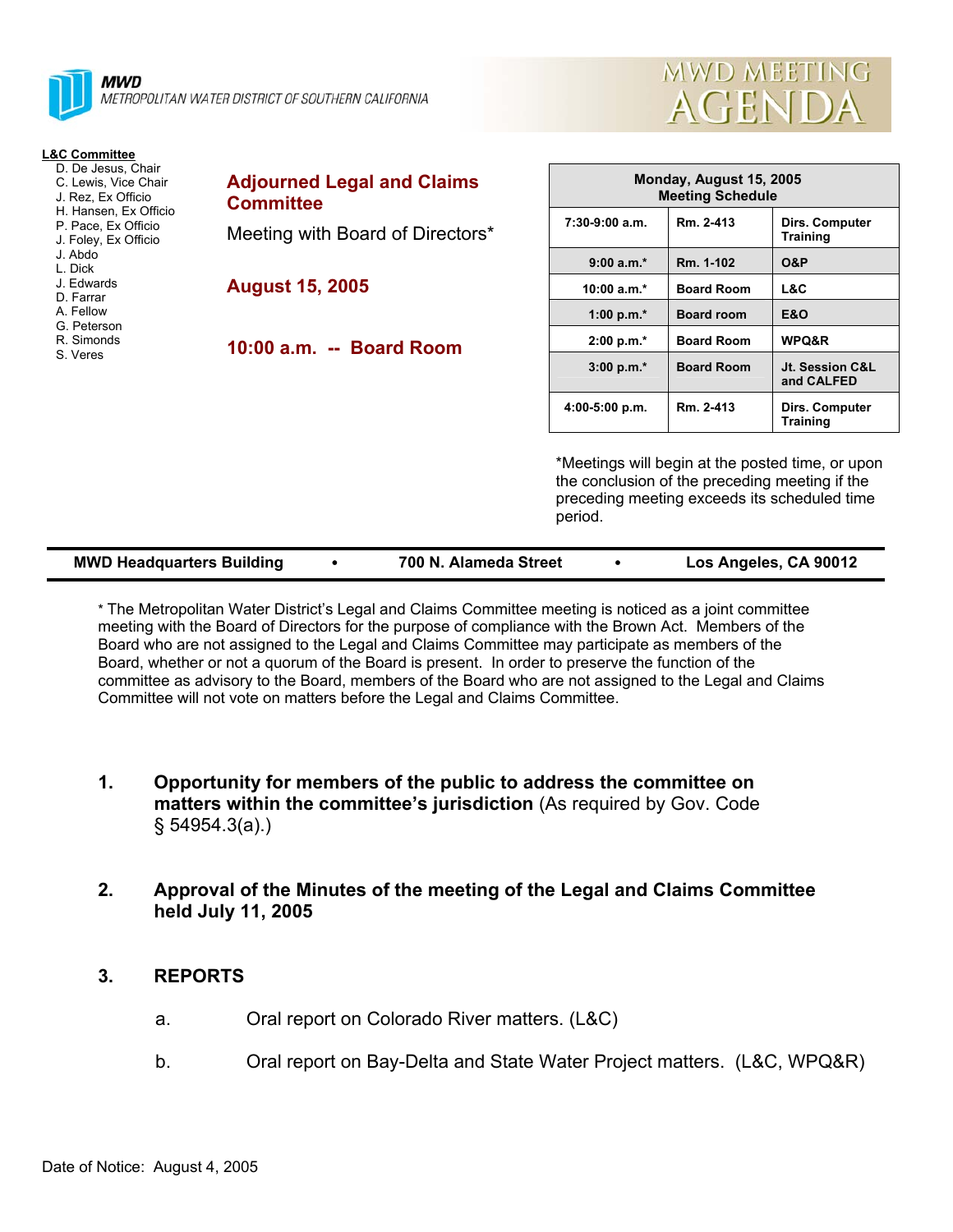**MWD**
METROPOLITAN WATER DISTRICT OF SOUTHERN CALIFORNIA

# MWD MEETING AGENDA

**L&C Committee**
- D. De Jesus, Chair
- C. Lewis, Vice Chair
- J. Rez, Ex Officio
- H. Hansen, Ex Officio
- P. Pace, Ex Officio
- J. Foley, Ex Officio
- J. Abdo
- L. Dick
- J. Edwards
- D. Farrar
- A. Fellow
- G. Peterson
- R. Simonds
- S. Veres

## Adjourned Legal and Claims Committee

Meeting with Board of Directors*

## August 15, 2005

## 10:00 a.m. -- Board Room

| Monday, August 15, 2005 Meeting Schedule | | |
|---|---|---|
| 7:30-9:00 a.m. | Rm. 2-413 | Dirs. Computer Training |
| 9:00 a.m.* | Rm. 1-102 | O&P |
| 10:00 a.m.* | Board Room | L&C |
| 1:00 p.m.* | Board room | E&O |
| 2:00 p.m.* | Board Room | WPQ&R |
| 3:00 p.m.* | Board Room | Jt. Session C&L and CALFED |
| 4:00-5:00 p.m. | Rm. 2-413 | Dirs. Computer Training |

*Meetings will begin at the posted time, or upon the conclusion of the preceding meeting if the preceding meeting exceeds its scheduled time period.

**MWD Headquarters Building • 700 N. Alameda Street • Los Angeles, CA 90012**

* The Metropolitan Water District's Legal and Claims Committee meeting is noticed as a joint committee meeting with the Board of Directors for the purpose of compliance with the Brown Act. Members of the Board who are not assigned to the Legal and Claims Committee may participate as members of the Board, whether or not a quorum of the Board is present. In order to preserve the function of the committee as advisory to the Board, members of the Board who are not assigned to the Legal and Claims Committee will not vote on matters before the Legal and Claims Committee.

1. **Opportunity for members of the public to address the committee on matters within the committee's jurisdiction** (As required by Gov. Code § 54954.3(a).)

2. **Approval of the Minutes of the meeting of the Legal and Claims Committee held July 11, 2005**

3. **REPORTS**

   a. Oral report on Colorado River matters. (L&C)

   b. Oral report on Bay-Delta and State Water Project matters. (L&C, WPQ&R)

Date of Notice: August 4, 2005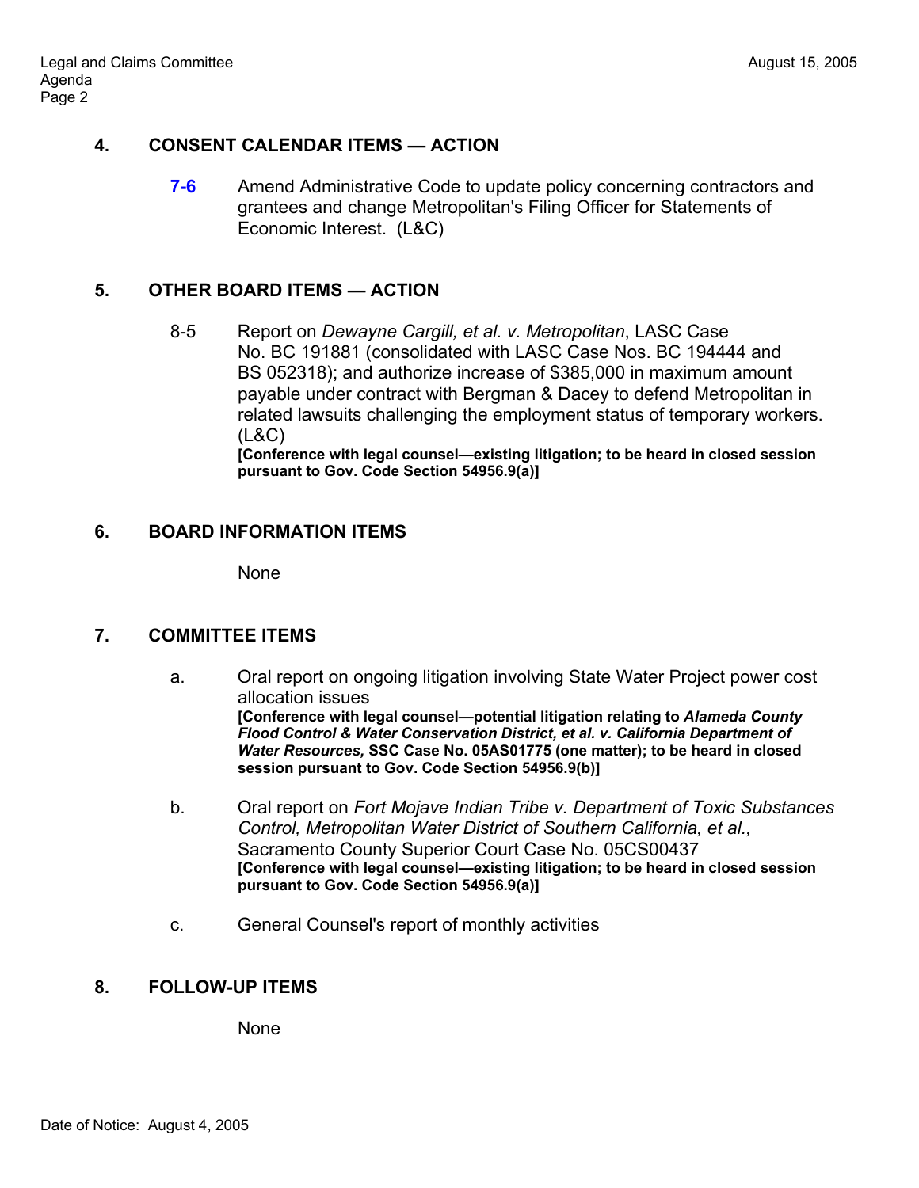## 4. CONSENT CALENDAR ITEMS — ACTION

**7-6** Amend Administrative Code to update policy concerning contractors and grantees and change Metropolitan's Filing Officer for Statements of Economic Interest. (L&C)

## 5. OTHER BOARD ITEMS — ACTION

8-5 Report on *Dewayne Cargill, et al. v. Metropolitan*, LASC Case No. BC 191881 (consolidated with LASC Case Nos. BC 194444 and BS 052318); and authorize increase of $385,000 in maximum amount payable under contract with Bergman & Dacey to defend Metropolitan in related lawsuits challenging the employment status of temporary workers. (L&C)
**[Conference with legal counsel—existing litigation; to be heard in closed session pursuant to Gov. Code Section 54956.9(a)]**

## 6. BOARD INFORMATION ITEMS

None

## 7. COMMITTEE ITEMS

a. Oral report on ongoing litigation involving State Water Project power cost allocation issues
**[Conference with legal counsel—potential litigation relating to *Alameda County Flood Control & Water Conservation District, et al. v. California Department of Water Resources,* SSC Case No. 05AS01775 (one matter); to be heard in closed session pursuant to Gov. Code Section 54956.9(b)]**

b. Oral report on *Fort Mojave Indian Tribe v. Department of Toxic Substances Control, Metropolitan Water District of Southern California, et al.,* Sacramento County Superior Court Case No. 05CS00437
**[Conference with legal counsel—existing litigation; to be heard in closed session pursuant to Gov. Code Section 54956.9(a)]**

c. General Counsel's report of monthly activities

## 8. FOLLOW-UP ITEMS

None

Date of Notice: August 4, 2005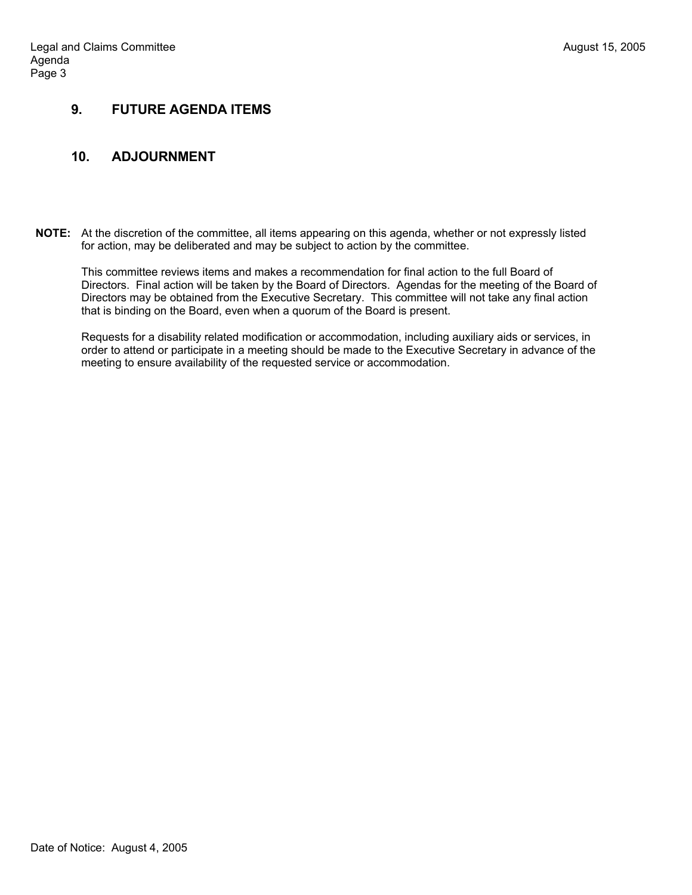## 9. FUTURE AGENDA ITEMS

## 10. ADJOURNMENT

**NOTE:** At the discretion of the committee, all items appearing on this agenda, whether or not expressly listed for action, may be deliberated and may be subject to action by the committee.

This committee reviews items and makes a recommendation for final action to the full Board of Directors. Final action will be taken by the Board of Directors. Agendas for the meeting of the Board of Directors may be obtained from the Executive Secretary. This committee will not take any final action that is binding on the Board, even when a quorum of the Board is present.

Requests for a disability related modification or accommodation, including auxiliary aids or services, in order to attend or participate in a meeting should be made to the Executive Secretary in advance of the meeting to ensure availability of the requested service or accommodation.

Date of Notice: August 4, 2005